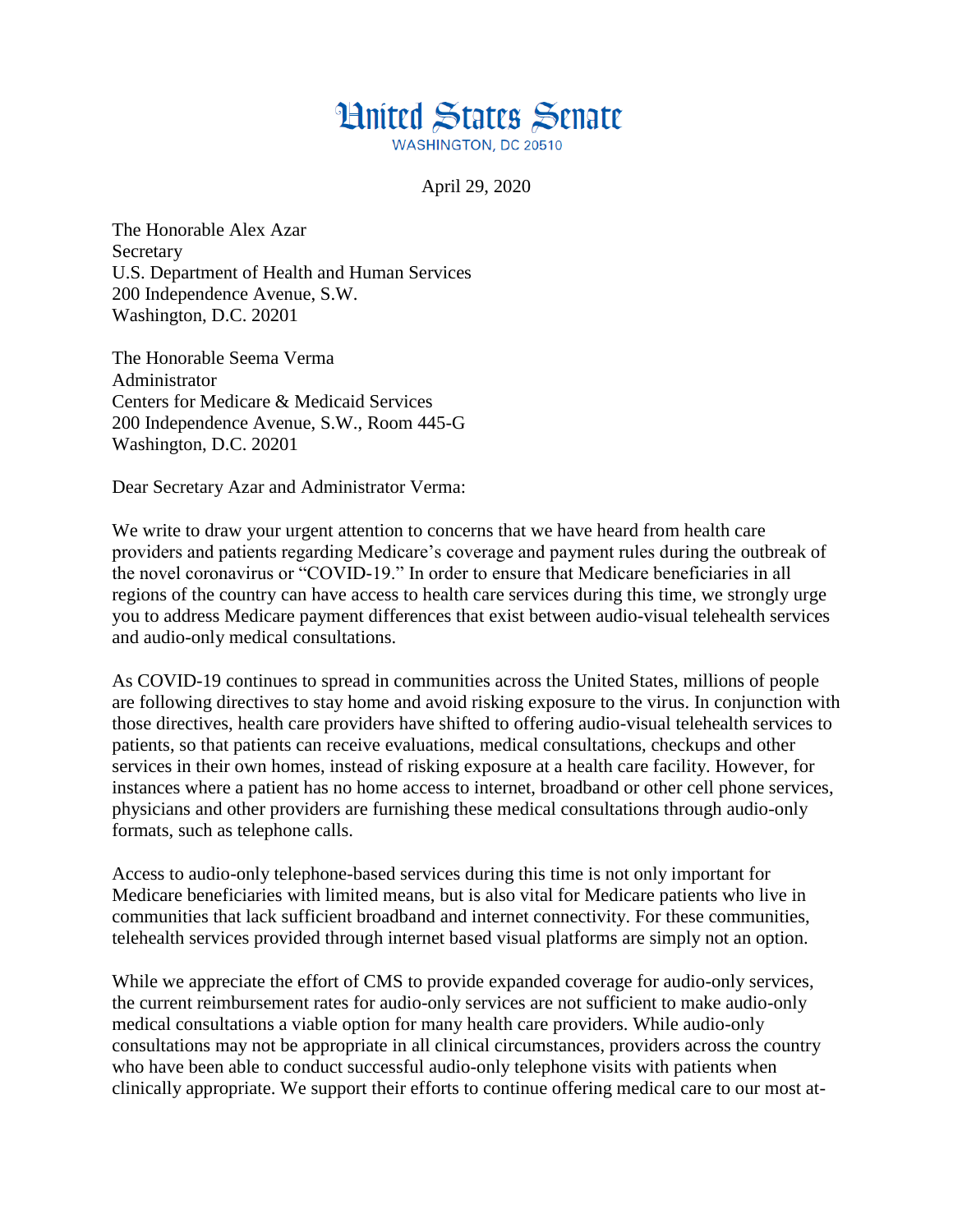# United States Senate

WASHINGTON, DC 20510

April 29, 2020

The Honorable Alex Azar
Secretary
U.S. Department of Health and Human Services
200 Independence Avenue, S.W.
Washington, D.C. 20201

The Honorable Seema Verma
Administrator
Centers for Medicare & Medicaid Services
200 Independence Avenue, S.W., Room 445-G
Washington, D.C. 20201

Dear Secretary Azar and Administrator Verma:

We write to draw your urgent attention to concerns that we have heard from health care providers and patients regarding Medicare's coverage and payment rules during the outbreak of the novel coronavirus or "COVID-19." In order to ensure that Medicare beneficiaries in all regions of the country can have access to health care services during this time, we strongly urge you to address Medicare payment differences that exist between audio-visual telehealth services and audio-only medical consultations.

As COVID-19 continues to spread in communities across the United States, millions of people are following directives to stay home and avoid risking exposure to the virus. In conjunction with those directives, health care providers have shifted to offering audio-visual telehealth services to patients, so that patients can receive evaluations, medical consultations, checkups and other services in their own homes, instead of risking exposure at a health care facility. However, for instances where a patient has no home access to internet, broadband or other cell phone services, physicians and other providers are furnishing these medical consultations through audio-only formats, such as telephone calls.

Access to audio-only telephone-based services during this time is not only important for Medicare beneficiaries with limited means, but is also vital for Medicare patients who live in communities that lack sufficient broadband and internet connectivity. For these communities, telehealth services provided through internet based visual platforms are simply not an option.

While we appreciate the effort of CMS to provide expanded coverage for audio-only services, the current reimbursement rates for audio-only services are not sufficient to make audio-only medical consultations a viable option for many health care providers. While audio-only consultations may not be appropriate in all clinical circumstances, providers across the country who have been able to conduct successful audio-only telephone visits with patients when clinically appropriate. We support their efforts to continue offering medical care to our most at-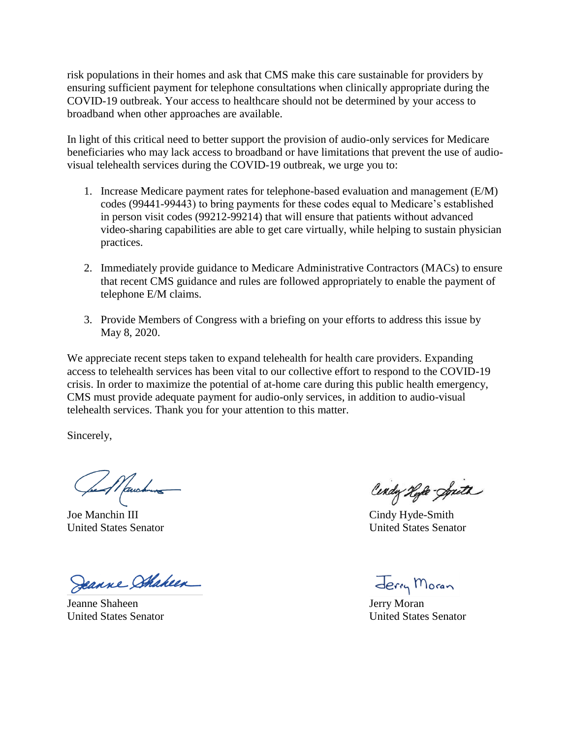risk populations in their homes and ask that CMS make this care sustainable for providers by ensuring sufficient payment for telephone consultations when clinically appropriate during the COVID-19 outbreak. Your access to healthcare should not be determined by your access to broadband when other approaches are available.

In light of this critical need to better support the provision of audio-only services for Medicare beneficiaries who may lack access to broadband or have limitations that prevent the use of audio-visual telehealth services during the COVID-19 outbreak, we urge you to:

1. Increase Medicare payment rates for telephone-based evaluation and management (E/M) codes (99441-99443) to bring payments for these codes equal to Medicare's established in person visit codes (99212-99214) that will ensure that patients without advanced video-sharing capabilities are able to get care virtually, while helping to sustain physician practices.

2. Immediately provide guidance to Medicare Administrative Contractors (MACs) to ensure that recent CMS guidance and rules are followed appropriately to enable the payment of telephone E/M claims.

3. Provide Members of Congress with a briefing on your efforts to address this issue by May 8, 2020.

We appreciate recent steps taken to expand telehealth for health care providers. Expanding access to telehealth services has been vital to our collective effort to respond to the COVID-19 crisis. In order to maximize the potential of at-home care during this public health emergency, CMS must provide adequate payment for audio-only services, in addition to audio-visual telehealth services. Thank you for your attention to this matter.

Sincerely,

Joe Manchin III
United States Senator

Cindy Hyde-Smith
United States Senator

Jeanne Shaheen
United States Senator

Jerry Moran
United States Senator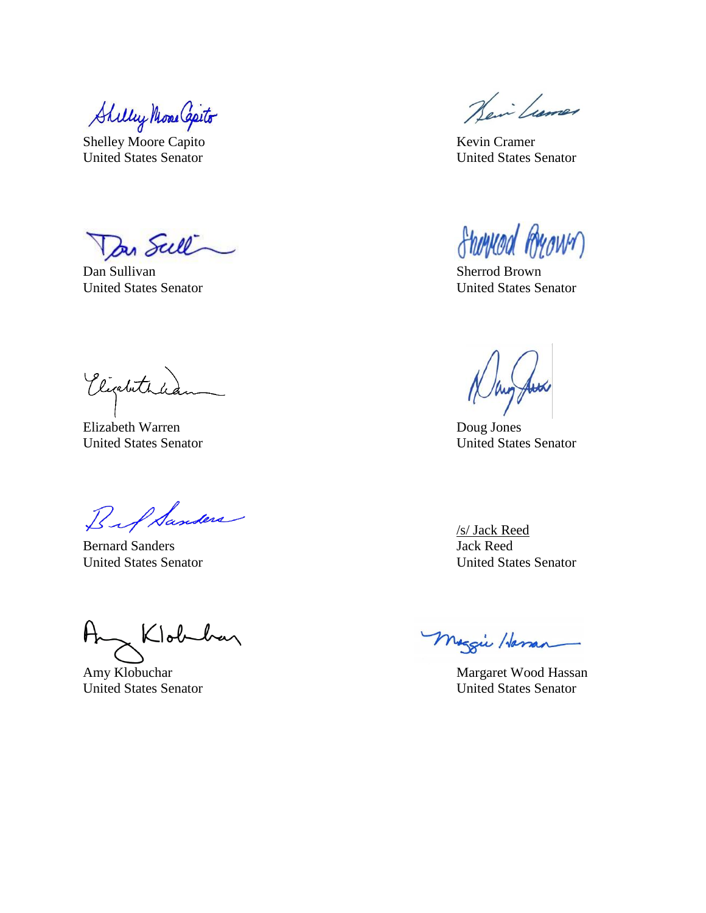Shelley Moore Capito
United States Senator

Kevin Cramer
United States Senator

Dan Sullivan
United States Senator

Sherrod Brown
United States Senator

Elizabeth Warren
United States Senator

Doug Jones
United States Senator

Bernard Sanders
United States Senator

/s/ Jack Reed
Jack Reed
United States Senator

Amy Klobuchar
United States Senator

Margaret Wood Hassan
United States Senator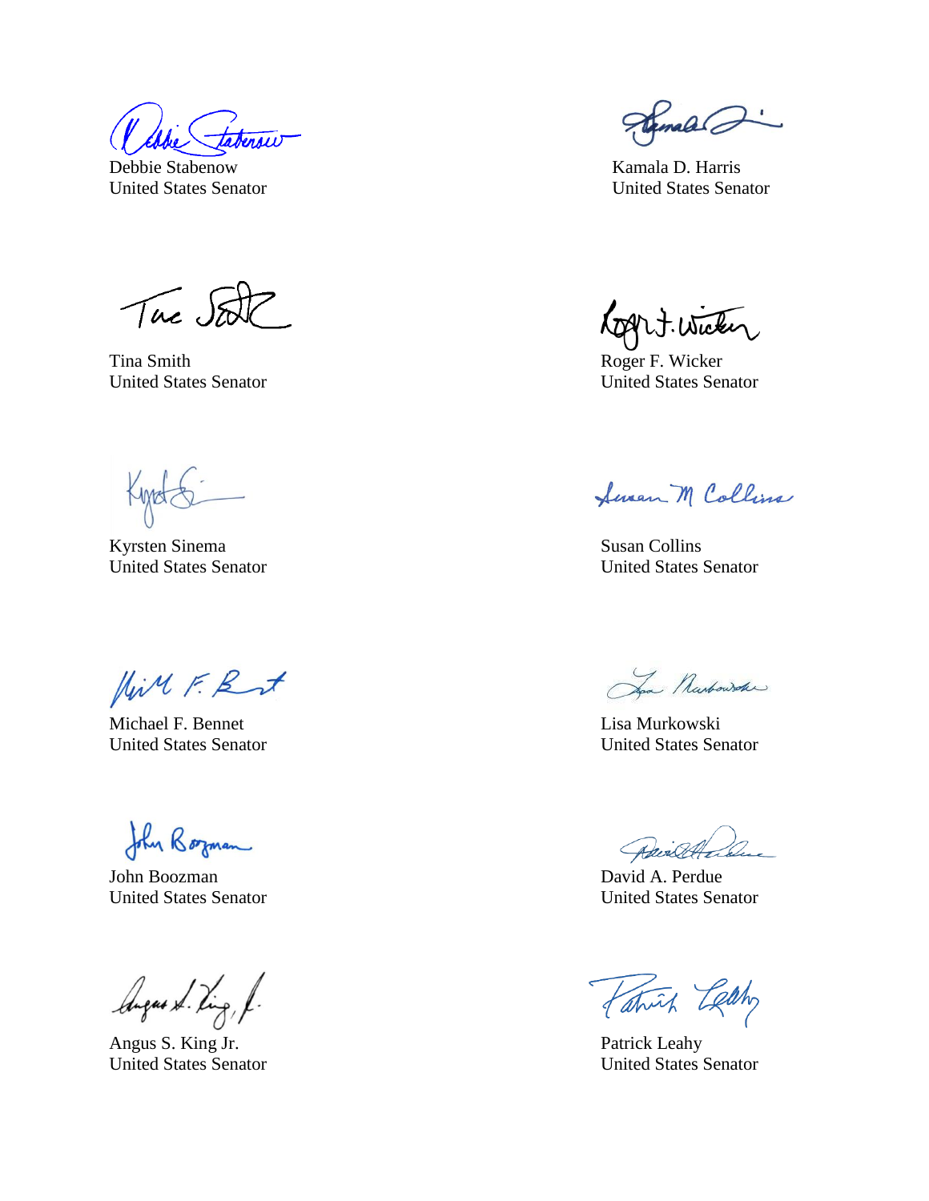Debbie Stabenow
United States Senator

Kamala D. Harris
United States Senator

Tina Smith
United States Senator

Roger F. Wicker
United States Senator

Kyrsten Sinema
United States Senator

Susan Collins
United States Senator

Michael F. Bennet
United States Senator

Lisa Murkowski
United States Senator

John Boozman
United States Senator

David A. Perdue
United States Senator

Angus S. King Jr.
United States Senator

Patrick Leahy
United States Senator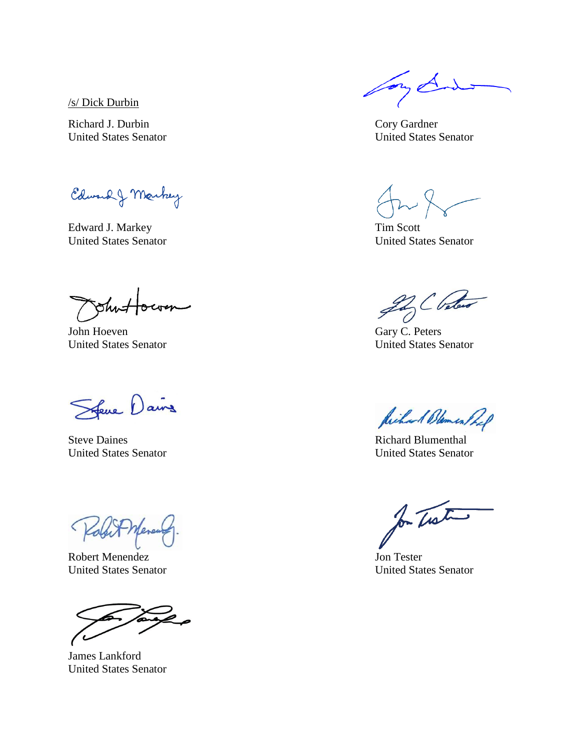/s/ Dick Durbin

Richard J. Durbin
United States Senator

Cory Gardner
United States Senator

Edward J. Markey
United States Senator

Tim Scott
United States Senator

John Hoeven
United States Senator

Gary C. Peters
United States Senator

Steve Daines
United States Senator

Richard Blumenthal
United States Senator

Robert Menendez
United States Senator

Jon Tester
United States Senator

James Lankford
United States Senator